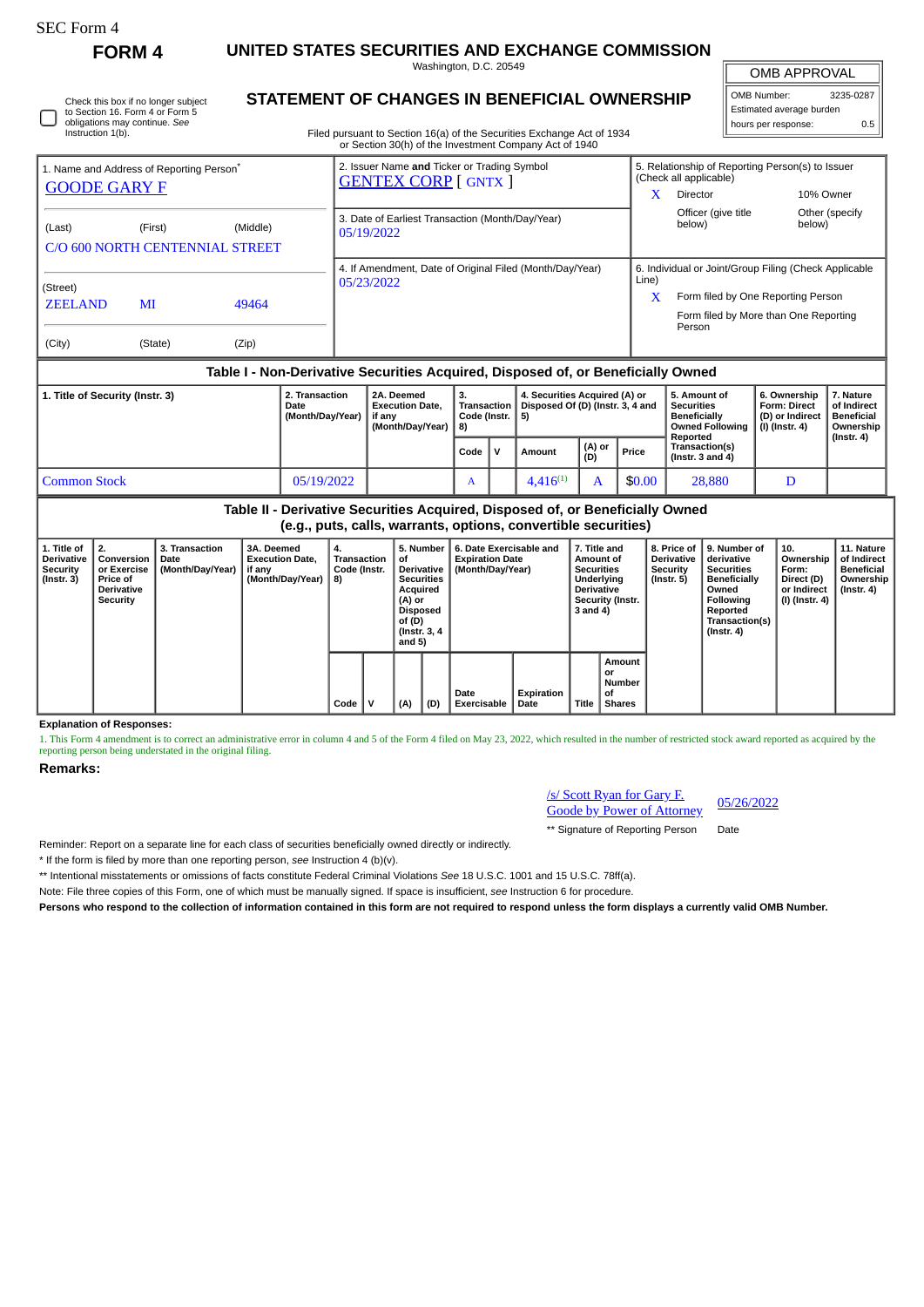SEC Form 4

**FORM 4**

# UNITED STATES SECURITIES AND EXCHANGE COMMISSION

Washington, D.C. 20549

## STATEMENT OF CHANGES IN BENEFICIAL OWNERSHIP

Filed pursuant to Section 16(a) of the Securities Exchange Act of 1934 or Section 30(h) of the Investment Company Act of 1940

| OMB APPROVAL | |
|---|---|
| OMB Number: | 3235-0287 |
| Estimated average burden | |
| hours per response: | 0.5 |

☐ Check this box if no longer subject to Section 16. Form 4 or Form 5 obligations may continue. *See* Instruction 1(b).

| 1. Name and Address of Reporting Person* | 2. Issuer Name **and** Ticker or Trading Symbol | 5. Relationship of Reporting Person(s) to Issuer (Check all applicable) |
|---|---|---|
| GOODE GARY F | GENTEX CORP [ GNTX ] | X Director; 10% Owner; Officer (give title below); Other (specify below) |
| (Last) (First) (Middle) C/O 600 NORTH CENTENNIAL STREET | 3. Date of Earliest Transaction (Month/Day/Year) 05/19/2022 | |
| (Street) ZEELAND MI 49464 | 4. If Amendment, Date of Original Filed (Month/Day/Year) 05/23/2022 | 6. Individual or Joint/Group Filing (Check Applicable Line) X Form filed by One Reporting Person; Form filed by More than One Reporting Person |
| (City) (State) (Zip) | | |

### Table I - Non-Derivative Securities Acquired, Disposed of, or Beneficially Owned

| 1. Title of Security (Instr. 3) | 2. Transaction Date (Month/Day/Year) | 2A. Deemed Execution Date, if any (Month/Day/Year) | 3. Transaction Code (Instr. 8) | | 4. Securities Acquired (A) or Disposed Of (D) (Instr. 3, 4 and 5) | | | 5. Amount of Securities Beneficially Owned Following Reported Transaction(s) (Instr. 3 and 4) | 6. Ownership Form: Direct (D) or Indirect (I) (Instr. 4) | 7. Nature of Indirect Beneficial Ownership (Instr. 4) |
|---|---|---|---|---|---|---|---|---|---|---|
| | | | Code | V | Amount | (A) or (D) | Price | | | |
| Common Stock | 05/19/2022 | | A | | 4,416[(1)] | A | $0.00 | 28,880 | D | |

### Table II - Derivative Securities Acquired, Disposed of, or Beneficially Owned (e.g., puts, calls, warrants, options, convertible securities)

| 1. Title of Derivative Security (Instr. 3) | 2. Conversion or Exercise Price of Derivative Security | 3. Transaction Date (Month/Day/Year) | 3A. Deemed Execution Date, if any (Month/Day/Year) | 4. Transaction Code (Instr. 8) | | 5. Number of Derivative Securities Acquired (A) or Disposed of (D) (Instr. 3, 4 and 5) | | 6. Date Exercisable and Expiration Date (Month/Day/Year) | | 7. Title and Amount of Securities Underlying Derivative Security (Instr. 3 and 4) | | 8. Price of Derivative Security (Instr. 5) | 9. Number of derivative Securities Beneficially Owned Following Reported Transaction(s) (Instr. 4) | 10. Ownership Form: Direct (D) or Indirect (I) (Instr. 4) | 11. Nature of Indirect Beneficial Ownership (Instr. 4) |
|---|---|---|---|---|---|---|---|---|---|---|---|---|---|---|---|
| | | | | Code | V | (A) | (D) | Date Exercisable | Expiration Date | Title | Amount or Number of Shares | | | | |

**Explanation of Responses:**

1. This Form 4 amendment is to correct an administrative error in column 4 and 5 of the Form 4 filed on May 23, 2022, which resulted in the number of restricted stock award reported as acquired by the reporting person being understated in the original filing.

**Remarks:**

/s/ Scott Ryan for Gary F. Goode by Power of Attorney — 05/26/2022

** Signature of Reporting Person — Date

Reminder: Report on a separate line for each class of securities beneficially owned directly or indirectly.

* If the form is filed by more than one reporting person, *see* Instruction 4 (b)(v).

** Intentional misstatements or omissions of facts constitute Federal Criminal Violations *See* 18 U.S.C. 1001 and 15 U.S.C. 78ff(a).

Note: File three copies of this Form, one of which must be manually signed. If space is insufficient, *see* Instruction 6 for procedure.

**Persons who respond to the collection of information contained in this form are not required to respond unless the form displays a currently valid OMB Number.**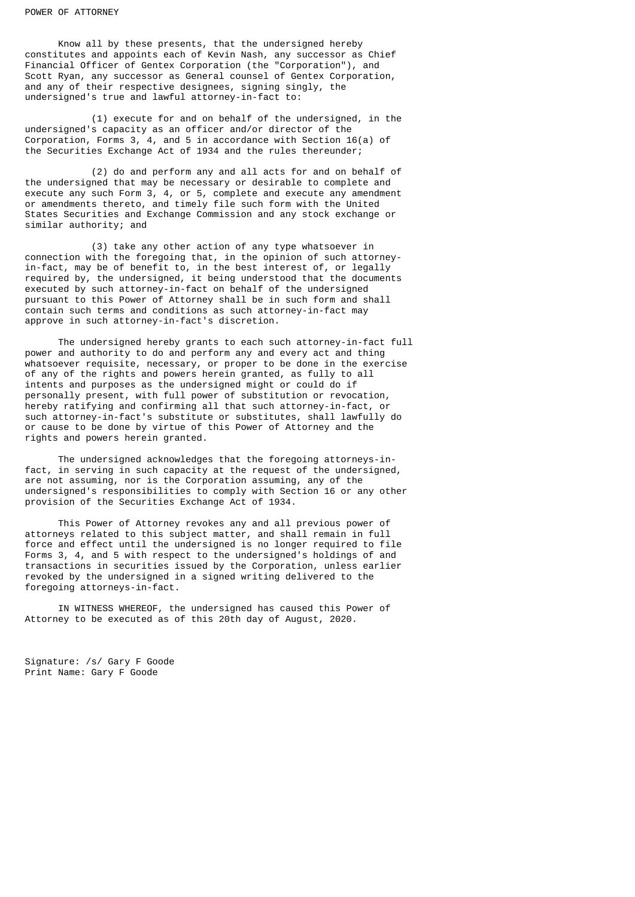POWER OF ATTORNEY

Know all by these presents, that the undersigned hereby constitutes and appoints each of Kevin Nash, any successor as Chief Financial Officer of Gentex Corporation (the "Corporation"), and Scott Ryan, any successor as General counsel of Gentex Corporation, and any of their respective designees, signing singly, the undersigned's true and lawful attorney-in-fact to:

(1) execute for and on behalf of the undersigned, in the undersigned's capacity as an officer and/or director of the Corporation, Forms 3, 4, and 5 in accordance with Section 16(a) of the Securities Exchange Act of 1934 and the rules thereunder;

(2) do and perform any and all acts for and on behalf of the undersigned that may be necessary or desirable to complete and execute any such Form 3, 4, or 5, complete and execute any amendment or amendments thereto, and timely file such form with the United States Securities and Exchange Commission and any stock exchange or similar authority; and

(3) take any other action of any type whatsoever in connection with the foregoing that, in the opinion of such attorney-in-fact, may be of benefit to, in the best interest of, or legally required by, the undersigned, it being understood that the documents executed by such attorney-in-fact on behalf of the undersigned pursuant to this Power of Attorney shall be in such form and shall contain such terms and conditions as such attorney-in-fact may approve in such attorney-in-fact's discretion.

The undersigned hereby grants to each such attorney-in-fact full power and authority to do and perform any and every act and thing whatsoever requisite, necessary, or proper to be done in the exercise of any of the rights and powers herein granted, as fully to all intents and purposes as the undersigned might or could do if personally present, with full power of substitution or revocation, hereby ratifying and confirming all that such attorney-in-fact, or such attorney-in-fact's substitute or substitutes, shall lawfully do or cause to be done by virtue of this Power of Attorney and the rights and powers herein granted.

The undersigned acknowledges that the foregoing attorneys-in-fact, in serving in such capacity at the request of the undersigned, are not assuming, nor is the Corporation assuming, any of the undersigned's responsibilities to comply with Section 16 or any other provision of the Securities Exchange Act of 1934.

This Power of Attorney revokes any and all previous power of attorneys related to this subject matter, and shall remain in full force and effect until the undersigned is no longer required to file Forms 3, 4, and 5 with respect to the undersigned's holdings of and transactions in securities issued by the Corporation, unless earlier revoked by the undersigned in a signed writing delivered to the foregoing attorneys-in-fact.

IN WITNESS WHEREOF, the undersigned has caused this Power of Attorney to be executed as of this 20th day of August, 2020.

Signature: /s/ Gary F Goode
Print Name: Gary F Goode